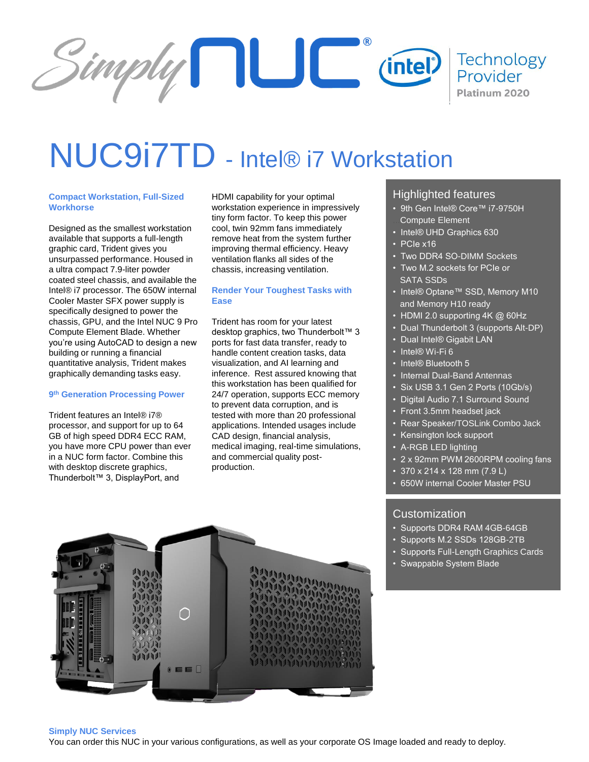# NUC9i7TD - Intel® i7 Workstation

### Compact Workstation, Full-Sized Workhorse

Designed as the smallest workstation available that supports a full-length graphic card, Trident gives you unsurpassed performance. Housed in a ultra compact 7.9-liter powder coated steel chassis, and available the Intel® i7 processor. The 650W internal Cooler Master SFX power supply is specifically designed to power the chassis, GPU, and the Intel NUC 9 Pro Compute Element Blade. Whether you're using AutoCAD to design a new building or running a financial quantitative analysis, Trident makes graphically demanding tasks easy.

### 9th Generation Processing Power

Trident features an Intel® i7® processor, and support for up to 64 GB of high speed DDR4 ECC RAM, you have more CPU power than ever in a NUC form factor. Combine this with desktop discrete graphics, Thunderbolt™ 3, DisplayPort, and HDMI capability for your optimal workstation experience in impressively tiny form factor. To keep this power cool, twin 92mm fans immediately remove heat from the system further improving thermal efficiency. Heavy ventilation flanks all sides of the chassis, increasing ventilation.

### Render Your Toughest Tasks with Ease

Trident has room for your latest desktop graphics, two Thunderbolt™ 3 ports for fast data transfer, ready to handle content creation tasks, data visualization, and AI learning and inference. Rest assured knowing that this workstation has been qualified for 24/7 operation, supports ECC memory to prevent data corruption, and is tested with more than 20 professional applications. Intended usages include CAD design, financial analysis, medical imaging, real-time simulations, and commercial quality post-production.

## Highlighted features

- 9th Gen Intel® Core™ i7-9750H Compute Element
- Intel® UHD Graphics 630
- PCIe x16
- Two DDR4 SO-DIMM Sockets
- Two M.2 sockets for PCIe or SATA SSDs
- Intel® Optane™ SSD, Memory M10 and Memory H10 ready
- HDMI 2.0 supporting 4K @ 60Hz
- Dual Thunderbolt 3 (supports Alt-DP)
- Dual Intel® Gigabit LAN
- Intel® Wi-Fi 6
- Intel® Bluetooth 5
- Internal Dual-Band Antennas
- Six USB 3.1 Gen 2 Ports (10Gb/s)
- Digital Audio 7.1 Surround Sound
- Front 3.5mm headset jack
- Rear Speaker/TOSLink Combo Jack
- Kensington lock support
- A-RGB LED lighting
- 2 x 92mm PWM 2600RPM cooling fans
- 370 x 214 x 128 mm (7.9 L)
- 650W internal Cooler Master PSU

## Customization

- Supports DDR4 RAM 4GB-64GB
- Supports M.2 SSDs 128GB-2TB
- Supports Full-Length Graphics Cards
- Swappable System Blade

### Simply NUC Services

You can order this NUC in your various configurations, as well as your corporate OS Image loaded and ready to deploy.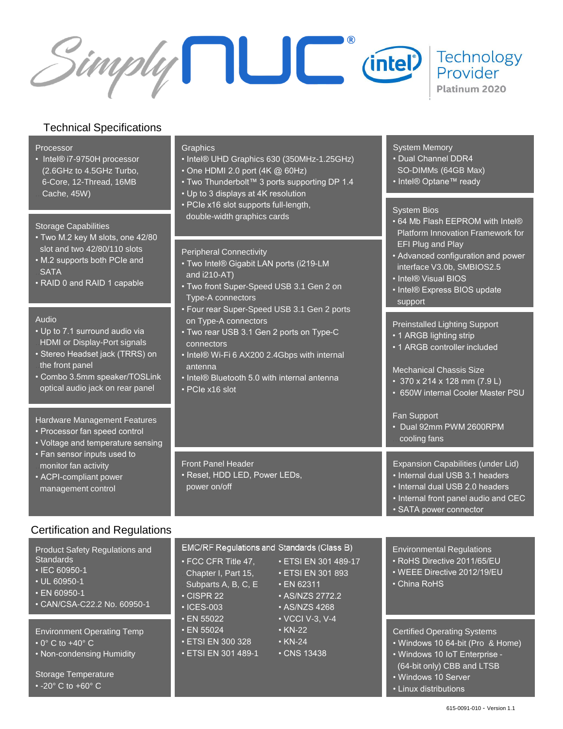## Technical Specifications

### Processor
- Intel® i7-9750H processor (2.6GHz to 4.5GHz Turbo, 6-Core, 12-Thread, 16MB Cache, 45W)

### Storage Capabilities
- Two M.2 key M slots, one 42/80 slot and two 42/80/110 slots
- M.2 supports both PCIe and SATA
- RAID 0 and RAID 1 capable

### Audio
- Up to 7.1 surround audio via HDMI or Display-Port signals
- Stereo Headset jack (TRRS) on the front panel
- Combo 3.5mm speaker/TOSLink optical audio jack on rear panel

### Hardware Management Features
- Processor fan speed control
- Voltage and temperature sensing
- Fan sensor inputs used to monitor fan activity
- ACPI-compliant power management control

### Graphics
- Intel® UHD Graphics 630 (350MHz-1.25GHz)
- One HDMI 2.0 port (4K @ 60Hz)
- Two Thunderbolt™ 3 ports supporting DP 1.4
- Up to 3 displays at 4K resolution
- PCIe x16 slot supports full-length, double-width graphics cards

### Peripheral Connectivity
- Two Intel® Gigabit LAN ports (i219-LM and i210-AT)
- Two front Super-Speed USB 3.1 Gen 2 on Type-A connectors
- Four rear Super-Speed USB 3.1 Gen 2 ports on Type-A connectors
- Two rear USB 3.1 Gen 2 ports on Type-C connectors
- Intel® Wi-Fi 6 AX200 2.4Gbps with internal antenna
- Intel® Bluetooth 5.0 with internal antenna
- PCIe x16 slot

### Front Panel Header
- Reset, HDD LED, Power LEDs, power on/off

### System Memory
- Dual Channel DDR4 SO-DIMMs (64GB Max)
- Intel® Optane™ ready

### System Bios
- 64 Mb Flash EEPROM with Intel® Platform Innovation Framework for EFI Plug and Play
- Advanced configuration and power interface V3.0b, SMBIOS2.5
- Intel® Visual BIOS
- Intel® Express BIOS update support

### Preinstalled Lighting Support
- 1 ARGB lighting strip
- 1 ARGB controller included

### Mechanical Chassis Size
- 370 x 214 x 128 mm (7.9 L)
- 650W internal Cooler Master PSU

### Fan Support
- Dual 92mm PWM 2600RPM cooling fans

### Expansion Capabilities (under Lid)
- Internal dual USB 3.1 headers
- Internal dual USB 2.0 headers
- Internal front panel audio and CEC
- SATA power connector

## Certification and Regulations

### Product Safety Regulations and Standards
- IEC 60950-1
- UL 60950-1
- EN 60950-1
- CAN/CSA-C22.2 No. 60950-1

### Environment Operating Temp
- 0° C to +40° C
- Non-condensing Humidity

### Storage Temperature
- -20° C to +60° C

### EMC/RF Regulations and Standards (Class B)
- FCC CFR Title 47, Chapter I, Part 15, Subparts A, B, C, E
- CISPR 22
- ICES-003
- EN 55022
- EN 55024
- ETSI EN 300 328
- ETSI EN 301 489-1
- ETSI EN 301 489-17
- ETSI EN 301 893
- EN 62311
- AS/NZS 2772.2
- AS/NZS 4268
- VCCI V-3, V-4
- KN-22
- KN-24
- CNS 13438

### Environmental Regulations
- RoHS Directive 2011/65/EU
- WEEE Directive 2012/19/EU
- China RoHS

### Certified Operating Systems
- Windows 10 64-bit (Pro & Home)
- Windows 10 IoT Enterprise - (64-bit only) CBB and LTSB
- Windows 10 Server
- Linux distributions

615-0091-010 - Version 1.1